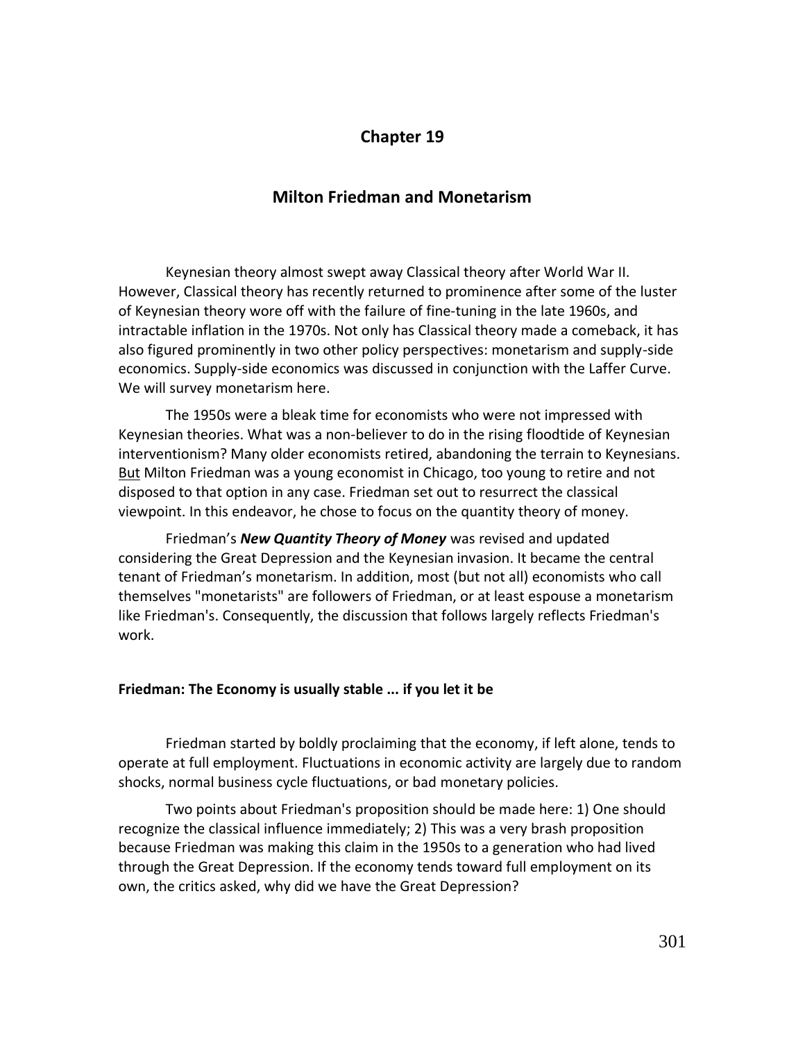# Chapter 19

## Milton Friedman and Monetarism

Keynesian theory almost swept away Classical theory after World War II. However, Classical theory has recently returned to prominence after some of the luster of Keynesian theory wore off with the failure of fine-tuning in the late 1960s, and intractable inflation in the 1970s. Not only has Classical theory made a comeback, it has also figured prominently in two other policy perspectives: monetarism and supply-side economics. Supply-side economics was discussed in conjunction with the Laffer Curve. We will survey monetarism here.

The 1950s were a bleak time for economists who were not impressed with Keynesian theories. What was a non-believer to do in the rising floodtide of Keynesian interventionism? Many older economists retired, abandoning the terrain to Keynesians. But Milton Friedman was a young economist in Chicago, too young to retire and not disposed to that option in any case. Friedman set out to resurrect the classical viewpoint. In this endeavor, he chose to focus on the quantity theory of money.

Friedman's ***New Quantity Theory of Money*** was revised and updated considering the Great Depression and the Keynesian invasion. It became the central tenant of Friedman's monetarism. In addition, most (but not all) economists who call themselves "monetarists" are followers of Friedman, or at least espouse a monetarism like Friedman's. Consequently, the discussion that follows largely reflects Friedman's work.

### Friedman: The Economy is usually stable ... if you let it be

Friedman started by boldly proclaiming that the economy, if left alone, tends to operate at full employment. Fluctuations in economic activity are largely due to random shocks, normal business cycle fluctuations, or bad monetary policies.

Two points about Friedman's proposition should be made here: 1) One should recognize the classical influence immediately; 2) This was a very brash proposition because Friedman was making this claim in the 1950s to a generation who had lived through the Great Depression. If the economy tends toward full employment on its own, the critics asked, why did we have the Great Depression?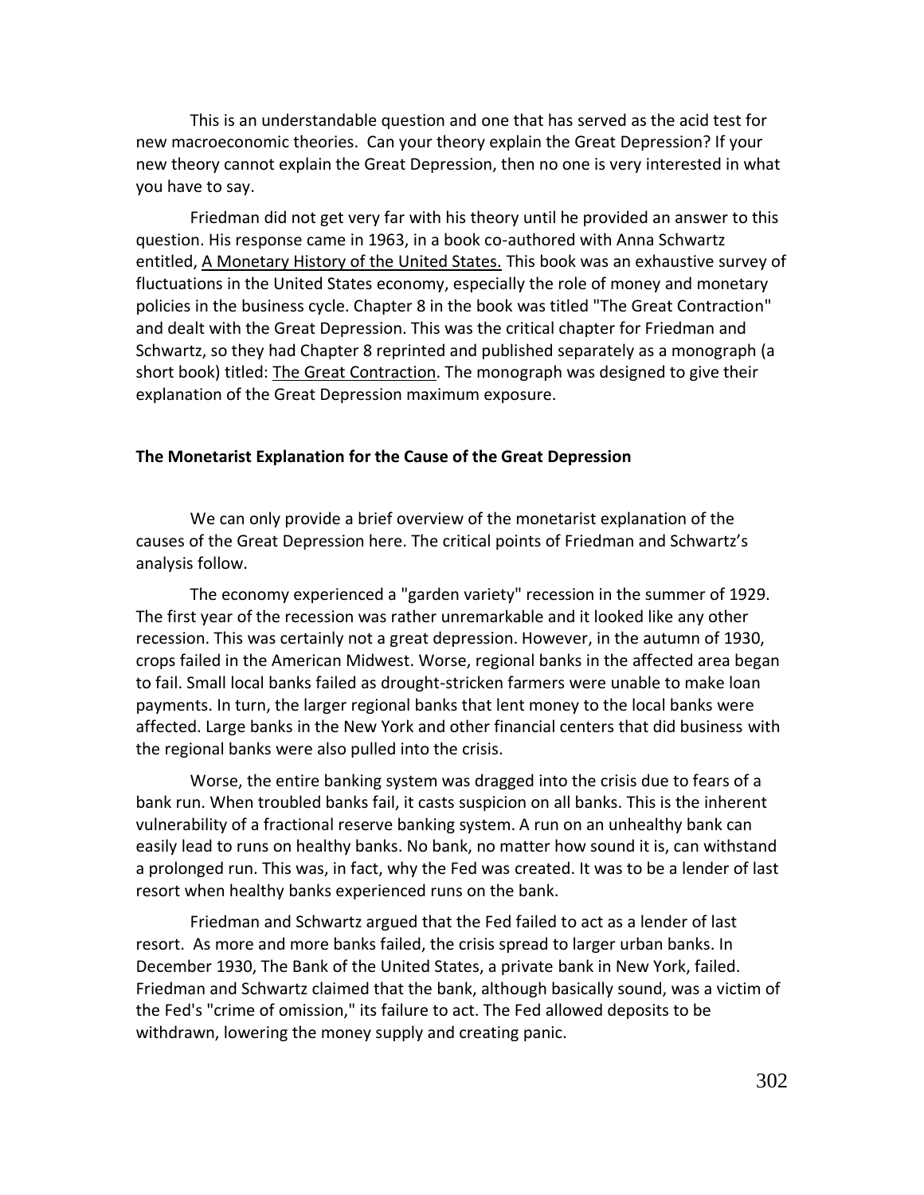This is an understandable question and one that has served as the acid test for new macroeconomic theories. Can your theory explain the Great Depression? If your new theory cannot explain the Great Depression, then no one is very interested in what you have to say.

Friedman did not get very far with his theory until he provided an answer to this question. His response came in 1963, in a book co-authored with Anna Schwartz entitled, A Monetary History of the United States. This book was an exhaustive survey of fluctuations in the United States economy, especially the role of money and monetary policies in the business cycle. Chapter 8 in the book was titled "The Great Contraction" and dealt with the Great Depression. This was the critical chapter for Friedman and Schwartz, so they had Chapter 8 reprinted and published separately as a monograph (a short book) titled: The Great Contraction. The monograph was designed to give their explanation of the Great Depression maximum exposure.

### The Monetarist Explanation for the Cause of the Great Depression

We can only provide a brief overview of the monetarist explanation of the causes of the Great Depression here. The critical points of Friedman and Schwartz's analysis follow.

The economy experienced a "garden variety" recession in the summer of 1929. The first year of the recession was rather unremarkable and it looked like any other recession. This was certainly not a great depression. However, in the autumn of 1930, crops failed in the American Midwest. Worse, regional banks in the affected area began to fail. Small local banks failed as drought-stricken farmers were unable to make loan payments. In turn, the larger regional banks that lent money to the local banks were affected. Large banks in the New York and other financial centers that did business with the regional banks were also pulled into the crisis.

Worse, the entire banking system was dragged into the crisis due to fears of a bank run. When troubled banks fail, it casts suspicion on all banks. This is the inherent vulnerability of a fractional reserve banking system. A run on an unhealthy bank can easily lead to runs on healthy banks. No bank, no matter how sound it is, can withstand a prolonged run. This was, in fact, why the Fed was created. It was to be a lender of last resort when healthy banks experienced runs on the bank.

Friedman and Schwartz argued that the Fed failed to act as a lender of last resort. As more and more banks failed, the crisis spread to larger urban banks. In December 1930, The Bank of the United States, a private bank in New York, failed. Friedman and Schwartz claimed that the bank, although basically sound, was a victim of the Fed's "crime of omission," its failure to act. The Fed allowed deposits to be withdrawn, lowering the money supply and creating panic.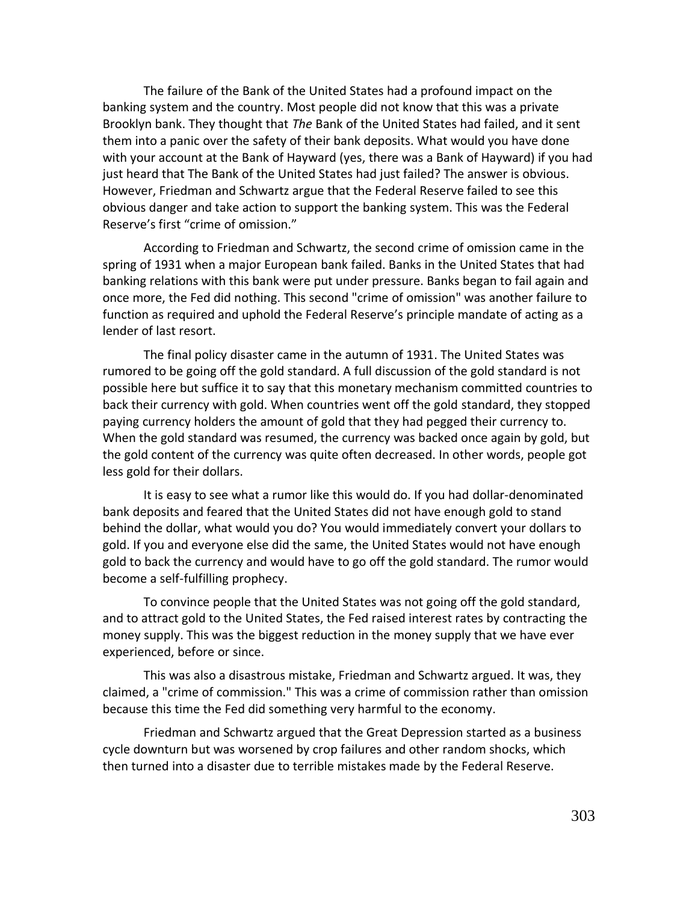The failure of the Bank of the United States had a profound impact on the banking system and the country. Most people did not know that this was a private Brooklyn bank. They thought that *The* Bank of the United States had failed, and it sent them into a panic over the safety of their bank deposits. What would you have done with your account at the Bank of Hayward (yes, there was a Bank of Hayward) if you had just heard that The Bank of the United States had just failed? The answer is obvious. However, Friedman and Schwartz argue that the Federal Reserve failed to see this obvious danger and take action to support the banking system. This was the Federal Reserve's first "crime of omission."

According to Friedman and Schwartz, the second crime of omission came in the spring of 1931 when a major European bank failed. Banks in the United States that had banking relations with this bank were put under pressure. Banks began to fail again and once more, the Fed did nothing. This second "crime of omission" was another failure to function as required and uphold the Federal Reserve's principle mandate of acting as a lender of last resort.

The final policy disaster came in the autumn of 1931. The United States was rumored to be going off the gold standard. A full discussion of the gold standard is not possible here but suffice it to say that this monetary mechanism committed countries to back their currency with gold. When countries went off the gold standard, they stopped paying currency holders the amount of gold that they had pegged their currency to. When the gold standard was resumed, the currency was backed once again by gold, but the gold content of the currency was quite often decreased. In other words, people got less gold for their dollars.

It is easy to see what a rumor like this would do. If you had dollar-denominated bank deposits and feared that the United States did not have enough gold to stand behind the dollar, what would you do? You would immediately convert your dollars to gold. If you and everyone else did the same, the United States would not have enough gold to back the currency and would have to go off the gold standard. The rumor would become a self-fulfilling prophecy.

To convince people that the United States was not going off the gold standard, and to attract gold to the United States, the Fed raised interest rates by contracting the money supply. This was the biggest reduction in the money supply that we have ever experienced, before or since.

This was also a disastrous mistake, Friedman and Schwartz argued. It was, they claimed, a "crime of commission." This was a crime of commission rather than omission because this time the Fed did something very harmful to the economy.

Friedman and Schwartz argued that the Great Depression started as a business cycle downturn but was worsened by crop failures and other random shocks, which then turned into a disaster due to terrible mistakes made by the Federal Reserve.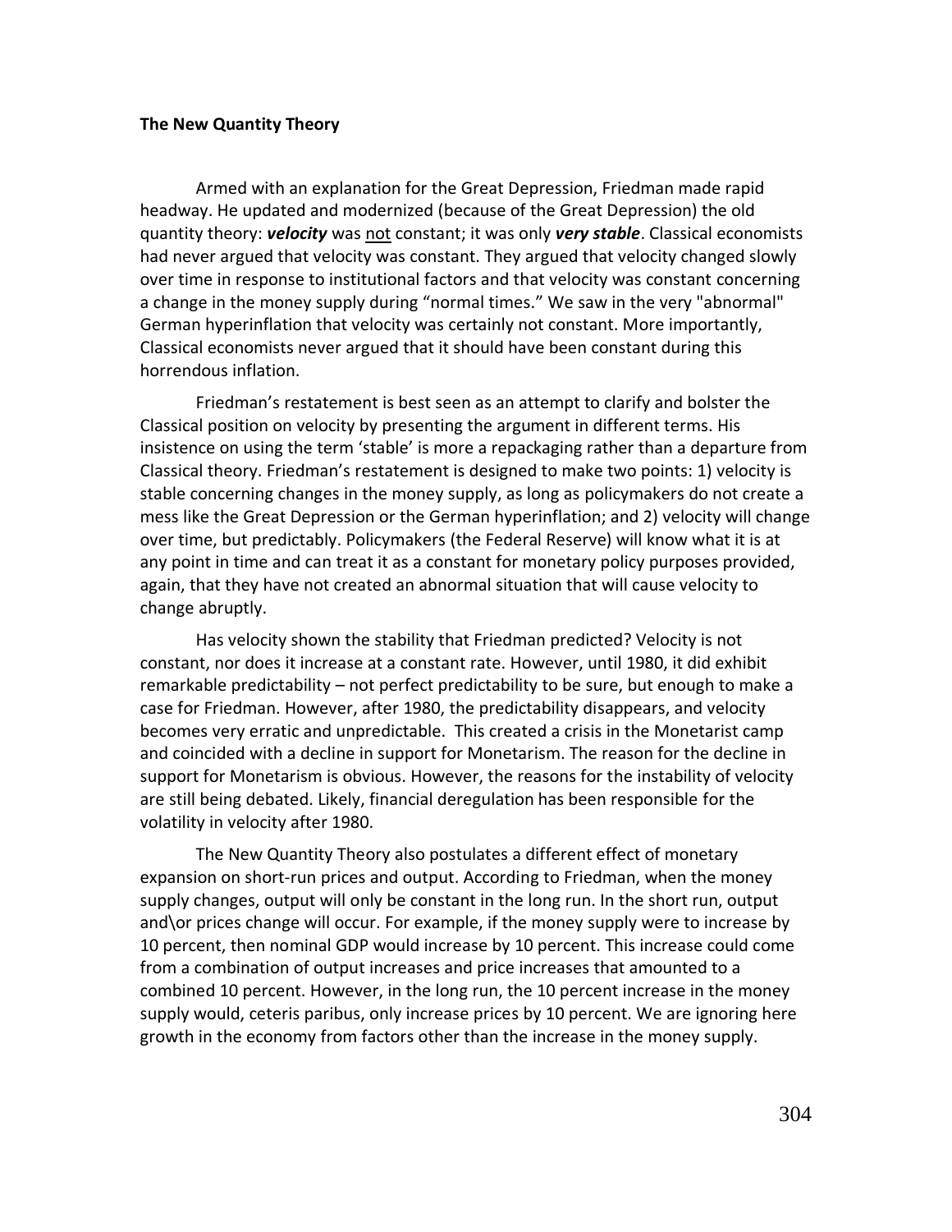**The New Quantity Theory**

Armed with an explanation for the Great Depression, Friedman made rapid headway. He updated and modernized (because of the Great Depression) the old quantity theory: ***velocity*** was <u>not</u> constant; it was only ***very stable***. Classical economists had never argued that velocity was constant. They argued that velocity changed slowly over time in response to institutional factors and that velocity was constant concerning a change in the money supply during "normal times." We saw in the very "abnormal" German hyperinflation that velocity was certainly not constant. More importantly, Classical economists never argued that it should have been constant during this horrendous inflation.

Friedman's restatement is best seen as an attempt to clarify and bolster the Classical position on velocity by presenting the argument in different terms. His insistence on using the term 'stable' is more a repackaging rather than a departure from Classical theory. Friedman's restatement is designed to make two points: 1) velocity is stable concerning changes in the money supply, as long as policymakers do not create a mess like the Great Depression or the German hyperinflation; and 2) velocity will change over time, but predictably. Policymakers (the Federal Reserve) will know what it is at any point in time and can treat it as a constant for monetary policy purposes provided, again, that they have not created an abnormal situation that will cause velocity to change abruptly.

Has velocity shown the stability that Friedman predicted? Velocity is not constant, nor does it increase at a constant rate. However, until 1980, it did exhibit remarkable predictability – not perfect predictability to be sure, but enough to make a case for Friedman. However, after 1980, the predictability disappears, and velocity becomes very erratic and unpredictable. This created a crisis in the Monetarist camp and coincided with a decline in support for Monetarism. The reason for the decline in support for Monetarism is obvious. However, the reasons for the instability of velocity are still being debated. Likely, financial deregulation has been responsible for the volatility in velocity after 1980.

The New Quantity Theory also postulates a different effect of monetary expansion on short-run prices and output. According to Friedman, when the money supply changes, output will only be constant in the long run. In the short run, output and\or prices change will occur. For example, if the money supply were to increase by 10 percent, then nominal GDP would increase by 10 percent. This increase could come from a combination of output increases and price increases that amounted to a combined 10 percent. However, in the long run, the 10 percent increase in the money supply would, ceteris paribus, only increase prices by 10 percent. We are ignoring here growth in the economy from factors other than the increase in the money supply.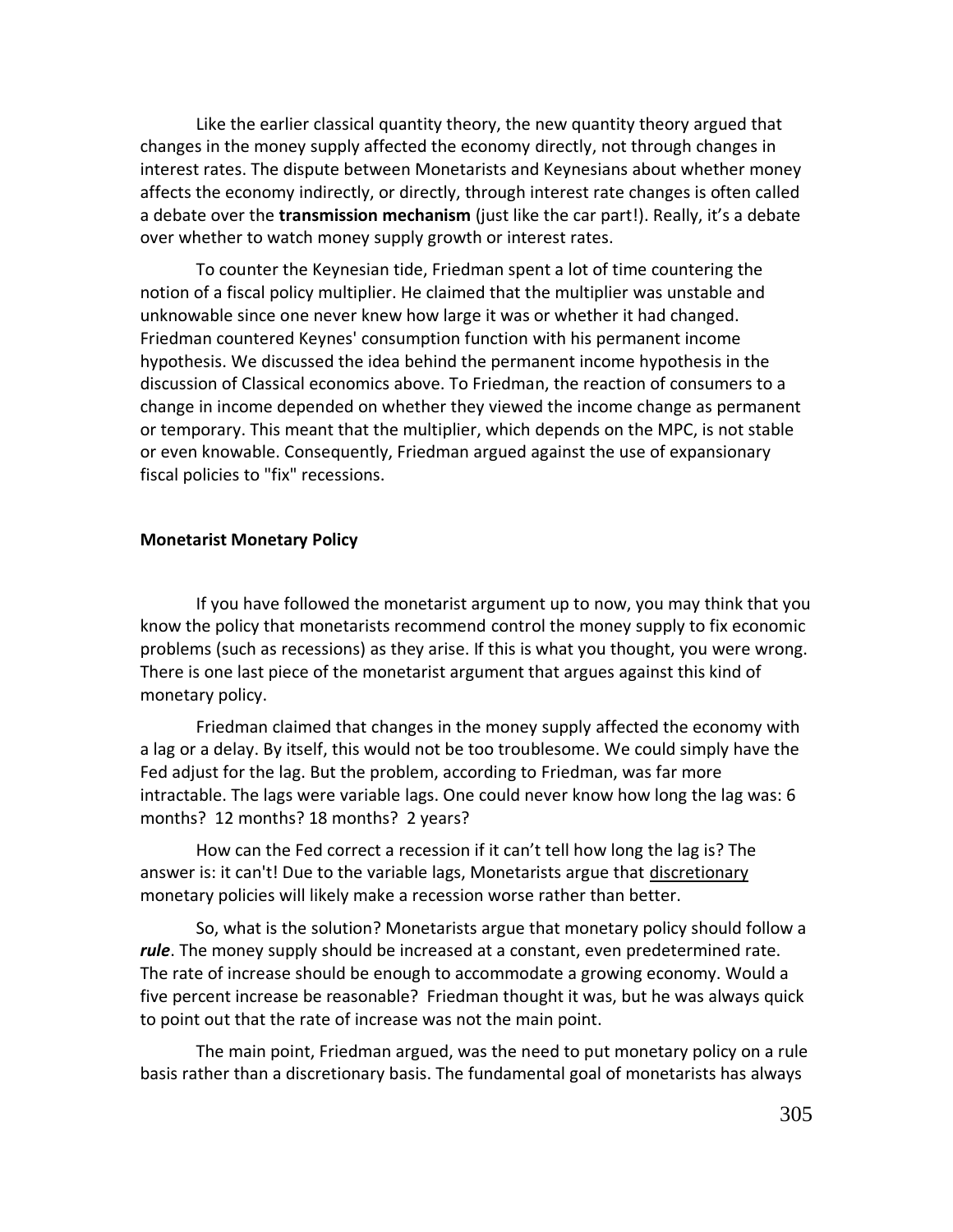Like the earlier classical quantity theory, the new quantity theory argued that changes in the money supply affected the economy directly, not through changes in interest rates. The dispute between Monetarists and Keynesians about whether money affects the economy indirectly, or directly, through interest rate changes is often called a debate over the **transmission mechanism** (just like the car part!). Really, it's a debate over whether to watch money supply growth or interest rates.

To counter the Keynesian tide, Friedman spent a lot of time countering the notion of a fiscal policy multiplier. He claimed that the multiplier was unstable and unknowable since one never knew how large it was or whether it had changed. Friedman countered Keynes' consumption function with his permanent income hypothesis. We discussed the idea behind the permanent income hypothesis in the discussion of Classical economics above. To Friedman, the reaction of consumers to a change in income depended on whether they viewed the income change as permanent or temporary. This meant that the multiplier, which depends on the MPC, is not stable or even knowable. Consequently, Friedman argued against the use of expansionary fiscal policies to "fix" recessions.

### Monetarist Monetary Policy

If you have followed the monetarist argument up to now, you may think that you know the policy that monetarists recommend control the money supply to fix economic problems (such as recessions) as they arise. If this is what you thought, you were wrong. There is one last piece of the monetarist argument that argues against this kind of monetary policy.

Friedman claimed that changes in the money supply affected the economy with a lag or a delay. By itself, this would not be too troublesome. We could simply have the Fed adjust for the lag. But the problem, according to Friedman, was far more intractable. The lags were variable lags. One could never know how long the lag was: 6 months? 12 months? 18 months? 2 years?

How can the Fed correct a recession if it can't tell how long the lag is? The answer is: it can't! Due to the variable lags, Monetarists argue that discretionary monetary policies will likely make a recession worse rather than better.

So, what is the solution? Monetarists argue that monetary policy should follow a ***rule***. The money supply should be increased at a constant, even predetermined rate. The rate of increase should be enough to accommodate a growing economy. Would a five percent increase be reasonable? Friedman thought it was, but he was always quick to point out that the rate of increase was not the main point.

The main point, Friedman argued, was the need to put monetary policy on a rule basis rather than a discretionary basis. The fundamental goal of monetarists has always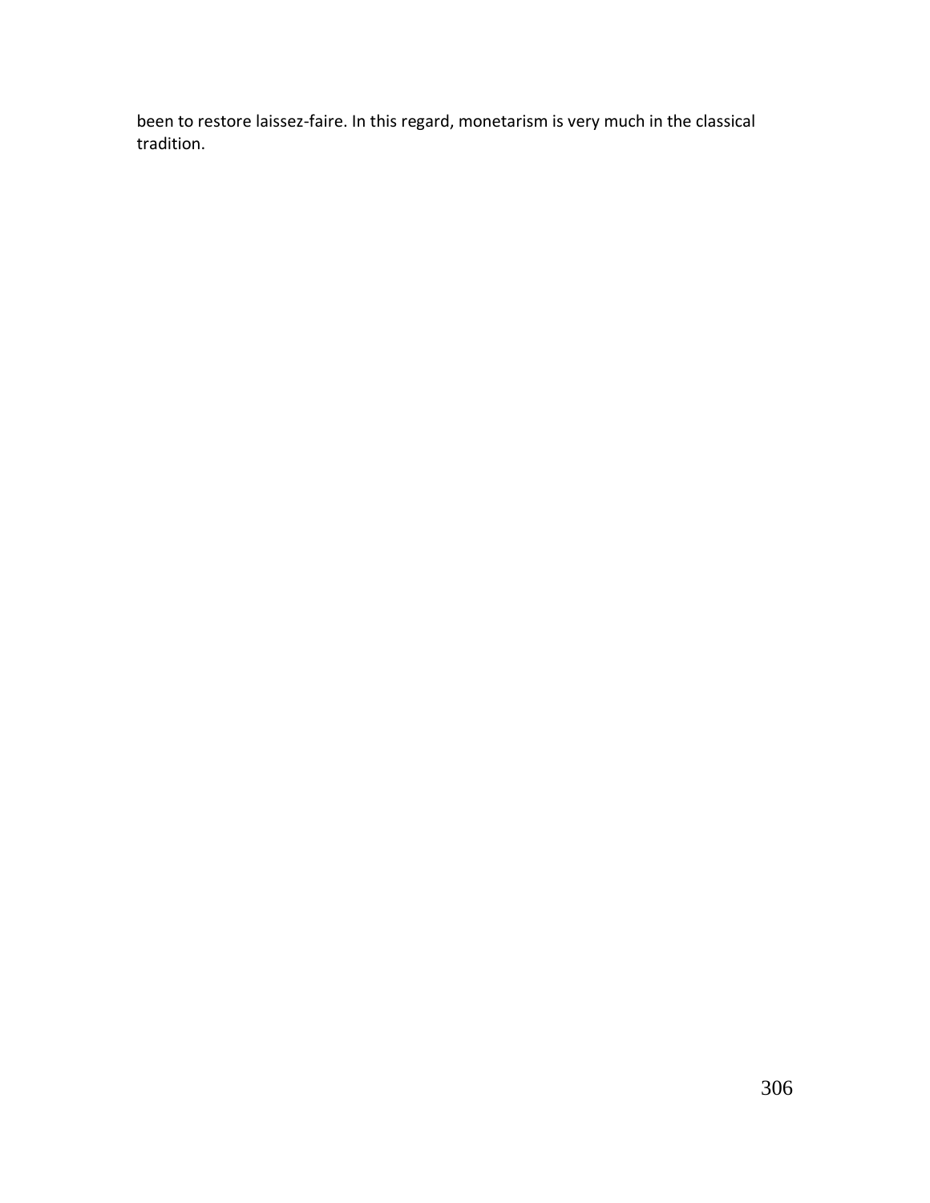been to restore laissez-faire. In this regard, monetarism is very much in the classical tradition.